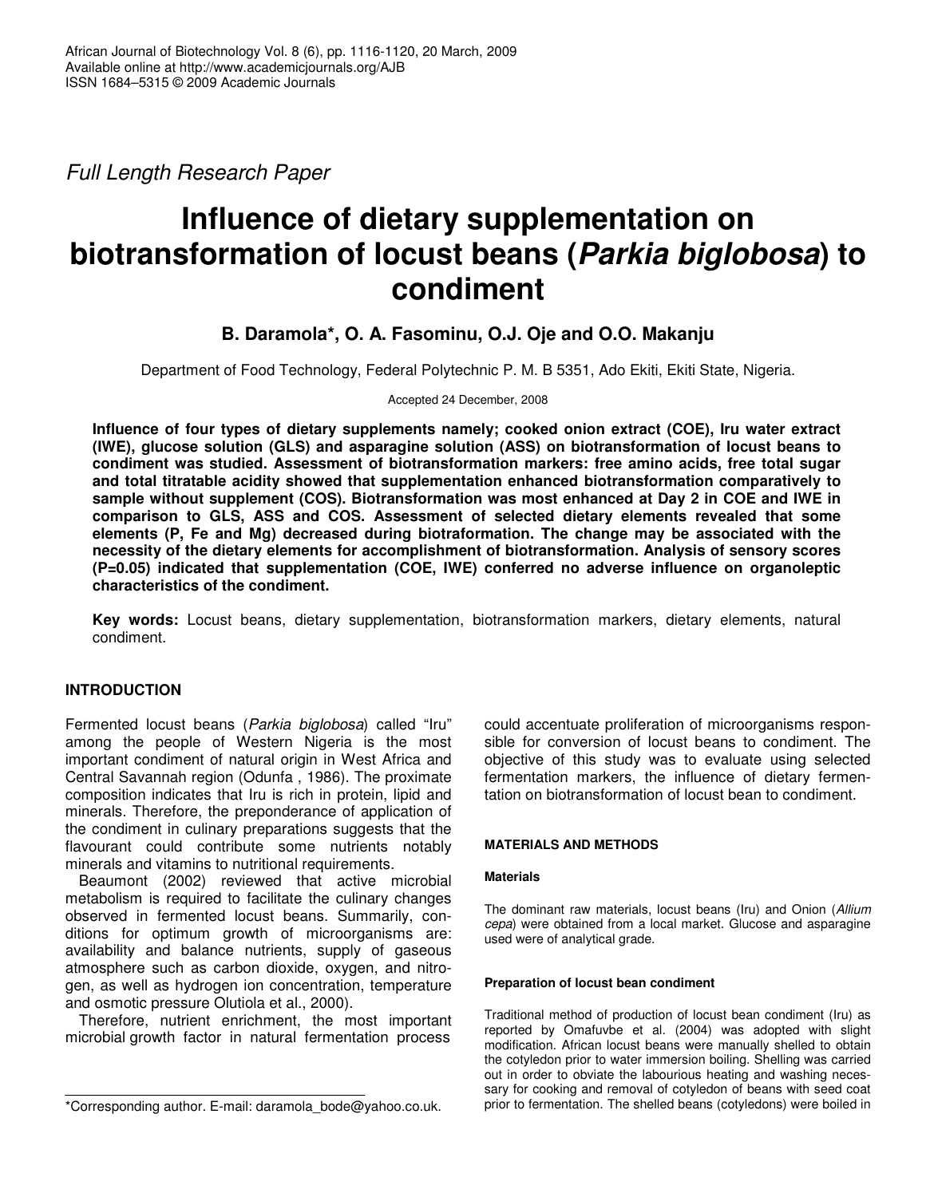*Full Length Research Paper*

# Influence of dietary supplementation on biotransformation of locust beans (*Parkia biglobosa*) to condiment

**B. Daramola\*, O. A. Fasominu, O.J. Oje and O.O. Makanju**

Department of Food Technology, Federal Polytechnic P. M. B 5351, Ado Ekiti, Ekiti State, Nigeria.

Accepted 24 December, 2008

**Influence of four types of dietary supplements namely; cooked onion extract (COE), Iru water extract (IWE), glucose solution (GLS) and asparagine solution (ASS) on biotransformation of locust beans to condiment was studied. Assessment of biotransformation markers: free amino acids, free total sugar and total titratable acidity showed that supplementation enhanced biotransformation comparatively to sample without supplement (COS). Biotransformation was most enhanced at Day 2 in COE and IWE in comparison to GLS, ASS and COS. Assessment of selected dietary elements revealed that some elements (P, Fe and Mg) decreased during biotraformation. The change may be associated with the necessity of the dietary elements for accomplishment of biotransformation. Analysis of sensory scores (P=0.05) indicated that supplementation (COE, IWE) conferred no adverse influence on organoleptic characteristics of the condiment.**

**Key words:** Locust beans, dietary supplementation, biotransformation markers, dietary elements, natural condiment.

## INTRODUCTION

Fermented locust beans (*Parkia biglobosa*) called "Iru" among the people of Western Nigeria is the most important condiment of natural origin in West Africa and Central Savannah region (Odunfa , 1986). The proximate composition indicates that Iru is rich in protein, lipid and minerals. Therefore, the preponderance of application of the condiment in culinary preparations suggests that the flavourant could contribute some nutrients notably minerals and vitamins to nutritional requirements.

Beaumont (2002) reviewed that active microbial metabolism is required to facilitate the culinary changes observed in fermented locust beans. Summarily, conditions for optimum growth of microorganisms are: availability and balance nutrients, supply of gaseous atmosphere such as carbon dioxide, oxygen, and nitrogen, as well as hydrogen ion concentration, temperature and osmotic pressure Olutiola et al., 2000).

Therefore, nutrient enrichment, the most important microbial growth factor in natural fermentation process could accentuate proliferation of microorganisms responsible for conversion of locust beans to condiment. The objective of this study was to evaluate using selected fermentation markers, the influence of dietary fermentation on biotransformation of locust bean to condiment.

## MATERIALS AND METHODS

### Materials

The dominant raw materials, locust beans (Iru) and Onion (*Allium cepa*) were obtained from a local market. Glucose and asparagine used were of analytical grade.

### Preparation of locust bean condiment

Traditional method of production of locust bean condiment (Iru) as reported by Omafuvbe et al. (2004) was adopted with slight modification. African locust beans were manually shelled to obtain the cotyledon prior to water immersion boiling. Shelling was carried out in order to obviate the labourious heating and washing necessary for cooking and removal of cotyledon of beans with seed coat prior to fermentation. The shelled beans (cotyledons) were boiled in

\*Corresponding author. E-mail: daramola_bode@yahoo.co.uk.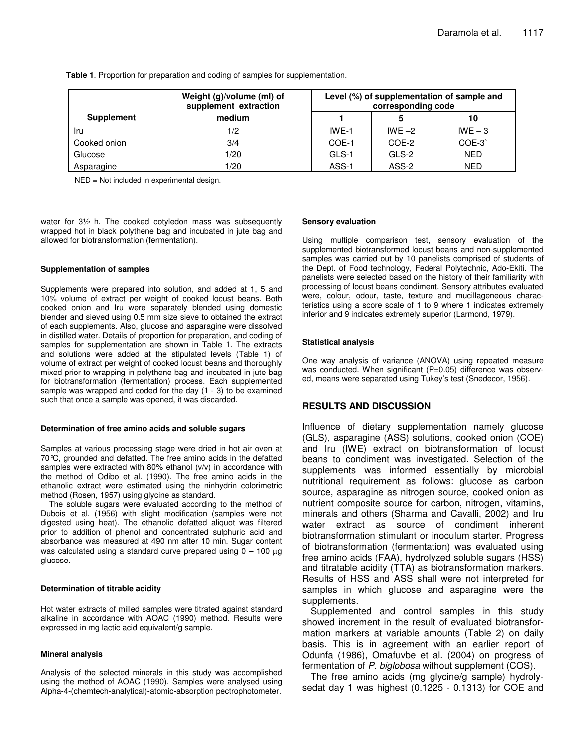**Table 1**. Proportion for preparation and coding of samples for supplementation.

| Supplement | Weight (g)/volume (ml) of supplement extraction medium | Level (%) of supplementation of sample and corresponding code | | |
|---|---|---|---|---|
| | | 1 | 5 | 10 |
| Iru | 1/2 | IWE-1 | IWE –2 | IWE – 3 |
| Cooked onion | 3/4 | COE-1 | COE-2 | COE-3` |
| Glucose | 1/20 | GLS-1 | GLS-2 | NED |
| Asparagine | 1/20 | ASS-1 | ASS-2 | NED |

NED = Not included in experimental design.

water for 3½ h. The cooked cotyledon mass was subsequently wrapped hot in black polythene bag and incubated in jute bag and allowed for biotransformation (fermentation).

#### Supplementation of samples

Supplements were prepared into solution, and added at 1, 5 and 10% volume of extract per weight of cooked locust beans. Both cooked onion and Iru were separately blended using domestic blender and sieved using 0.5 mm size sieve to obtained the extract of each supplements. Also, glucose and asparagine were dissolved in distilled water. Details of proportion for preparation, and coding of samples for supplementation are shown in Table 1. The extracts and solutions were added at the stipulated levels (Table 1) of volume of extract per weight of cooked locust beans and thoroughly mixed prior to wrapping in polythene bag and incubated in jute bag for biotransformation (fermentation) process. Each supplemented sample was wrapped and coded for the day (1 - 3) to be examined such that once a sample was opened, it was discarded.

#### Determination of free amino acids and soluble sugars

Samples at various processing stage were dried in hot air oven at 70°C, grounded and defatted. The free amino acids in the defatted samples were extracted with 80% ethanol (v/v) in accordance with the method of Odibo et al. (1990). The free amino acids in the ethanolic extract were estimated using the ninhydrin colorimetric method (Rosen, 1957) using glycine as standard.

The soluble sugars were evaluated according to the method of Dubois et al. (1956) with slight modification (samples were not digested using heat). The ethanolic defatted aliquot was filtered prior to addition of phenol and concentrated sulphuric acid and absorbance was measured at 490 nm after 10 min. Sugar content was calculated using a standard curve prepared using 0 – 100 μg glucose.

#### Determination of titrable acidity

Hot water extracts of milled samples were titrated against standard alkaline in accordance with AOAC (1990) method. Results were expressed in mg lactic acid equivalent/g sample.

#### Mineral analysis

Analysis of the selected minerals in this study was accomplished using the method of AOAC (1990). Samples were analysed using Alpha-4-(chemtech-analytical)-atomic-absorption pectrophotometer.

#### Sensory evaluation

Using multiple comparison test, sensory evaluation of the supplemented biotransformed locust beans and non-supplemented samples was carried out by 10 panelists comprised of students of the Dept. of Food technology, Federal Polytechnic, Ado-Ekiti. The panelists were selected based on the history of their familiarity with processing of locust beans condiment. Sensory attributes evaluated were, colour, odour, taste, texture and mucillageneous characteristics using a score scale of 1 to 9 where 1 indicates extremely inferior and 9 indicates extremely superior (Larmond, 1979).

#### Statistical analysis

One way analysis of variance (ANOVA) using repeated measure was conducted. When significant ($P=0.05$) difference was observed, means were separated using Tukey's test (Snedecor, 1956).

## RESULTS AND DISCUSSION

Influence of dietary supplementation namely glucose (GLS), asparagine (ASS) solutions, cooked onion (COE) and Iru (IWE) extract on biotransformation of locust beans to condiment was investigated. Selection of the supplements was informed essentially by microbial nutritional requirement as follows: glucose as carbon source, asparagine as nitrogen source, cooked onion as nutrient composite source for carbon, nitrogen, vitamins, minerals and others (Sharma and Cavalli, 2002) and Iru water extract as source of condiment inherent biotransformation stimulant or inoculum starter. Progress of biotransformation (fermentation) was evaluated using free amino acids (FAA), hydrolyzed soluble sugars (HSS) and titratable acidity (TTA) as biotransformation markers. Results of HSS and ASS shall were not interpreted for samples in which glucose and asparagine were the supplements.

Supplemented and control samples in this study showed increment in the result of evaluated biotransformation markers at variable amounts (Table 2) on daily basis. This is in agreement with an earlier report of Odunfa (1986), Omafuvbe et al. (2004) on progress of fermentation of *P. biglobosa* without supplement (COS).

The free amino acids (mg glycine/g sample) hydrolysedat day 1 was highest (0.1225 - 0.1313) for COE and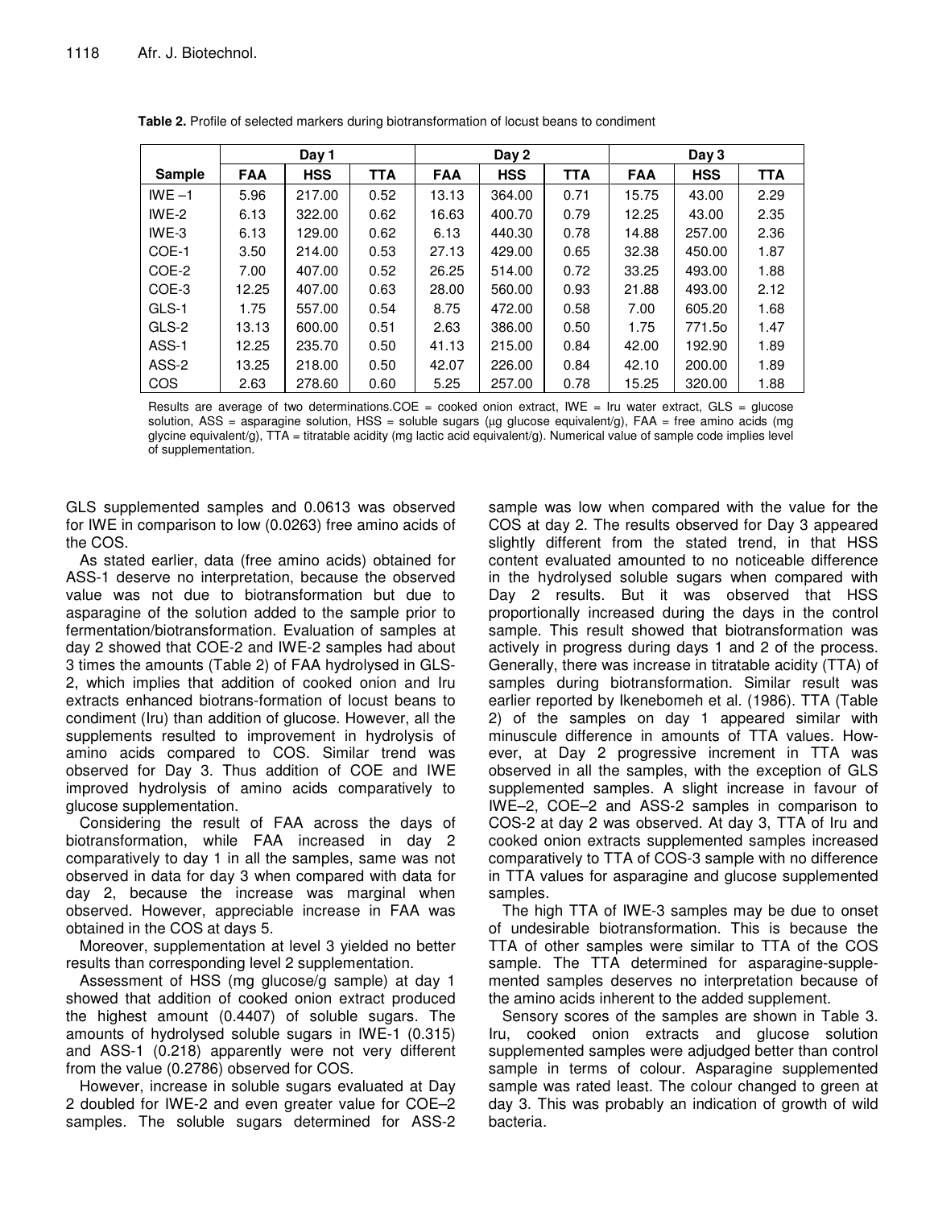**Table 2.** Profile of selected markers during biotransformation of locust beans to condiment

| Sample | Day 1 | | | Day 2 | | | Day 3 | | |
|---|---|---|---|---|---|---|---|---|---|
| | FAA | HSS | TTA | FAA | HSS | TTA | FAA | HSS | TTA |
| IWE –1 | 5.96 | 217.00 | 0.52 | 13.13 | 364.00 | 0.71 | 15.75 | 43.00 | 2.29 |
| IWE-2 | 6.13 | 322.00 | 0.62 | 16.63 | 400.70 | 0.79 | 12.25 | 43.00 | 2.35 |
| IWE-3 | 6.13 | 129.00 | 0.62 | 6.13 | 440.30 | 0.78 | 14.88 | 257.00 | 2.36 |
| COE-1 | 3.50 | 214.00 | 0.53 | 27.13 | 429.00 | 0.65 | 32.38 | 450.00 | 1.87 |
| COE-2 | 7.00 | 407.00 | 0.52 | 26.25 | 514.00 | 0.72 | 33.25 | 493.00 | 1.88 |
| COE-3 | 12.25 | 407.00 | 0.63 | 28.00 | 560.00 | 0.93 | 21.88 | 493.00 | 2.12 |
| GLS-1 | 1.75 | 557.00 | 0.54 | 8.75 | 472.00 | 0.58 | 7.00 | 605.20 | 1.68 |
| GLS-2 | 13.13 | 600.00 | 0.51 | 2.63 | 386.00 | 0.50 | 1.75 | 771.5o | 1.47 |
| ASS-1 | 12.25 | 235.70 | 0.50 | 41.13 | 215.00 | 0.84 | 42.00 | 192.90 | 1.89 |
| ASS-2 | 13.25 | 218.00 | 0.50 | 42.07 | 226.00 | 0.84 | 42.10 | 200.00 | 1.89 |
| COS | 2.63 | 278.60 | 0.60 | 5.25 | 257.00 | 0.78 | 15.25 | 320.00 | 1.88 |

Results are average of two determinations.COE = cooked onion extract, IWE = Iru water extract, GLS = glucose solution, ASS = asparagine solution, HSS = soluble sugars (µg glucose equivalent/g), FAA = free amino acids (mg glycine equivalent/g), TTA = titratable acidity (mg lactic acid equivalent/g). Numerical value of sample code implies level of supplementation.

GLS supplemented samples and 0.0613 was observed for IWE in comparison to low (0.0263) free amino acids of the COS.

As stated earlier, data (free amino acids) obtained for ASS-1 deserve no interpretation, because the observed value was not due to biotransformation but due to asparagine of the solution added to the sample prior to fermentation/biotransformation. Evaluation of samples at day 2 showed that COE-2 and IWE-2 samples had about 3 times the amounts (Table 2) of FAA hydrolysed in GLS-2, which implies that addition of cooked onion and Iru extracts enhanced biotrans-formation of locust beans to condiment (Iru) than addition of glucose. However, all the supplements resulted to improvement in hydrolysis of amino acids compared to COS. Similar trend was observed for Day 3. Thus addition of COE and IWE improved hydrolysis of amino acids comparatively to glucose supplementation.

Considering the result of FAA across the days of biotransformation, while FAA increased in day 2 comparatively to day 1 in all the samples, same was not observed in data for day 3 when compared with data for day 2, because the increase was marginal when observed. However, appreciable increase in FAA was obtained in the COS at days 5.

Moreover, supplementation at level 3 yielded no better results than corresponding level 2 supplementation.

Assessment of HSS (mg glucose/g sample) at day 1 showed that addition of cooked onion extract produced the highest amount (0.4407) of soluble sugars. The amounts of hydrolysed soluble sugars in IWE-1 (0.315) and ASS-1 (0.218) apparently were not very different from the value (0.2786) observed for COS.

However, increase in soluble sugars evaluated at Day 2 doubled for IWE-2 and even greater value for COE–2 samples. The soluble sugars determined for ASS-2 sample was low when compared with the value for the COS at day 2. The results observed for Day 3 appeared slightly different from the stated trend, in that HSS content evaluated amounted to no noticeable difference in the hydrolysed soluble sugars when compared with Day 2 results. But it was observed that HSS proportionally increased during the days in the control sample. This result showed that biotransformation was actively in progress during days 1 and 2 of the process. Generally, there was increase in titratable acidity (TTA) of samples during biotransformation. Similar result was earlier reported by Ikenebomeh et al. (1986). TTA (Table 2) of the samples on day 1 appeared similar with minuscule difference in amounts of TTA values. However, at Day 2 progressive increment in TTA was observed in all the samples, with the exception of GLS supplemented samples. A slight increase in favour of IWE–2, COE–2 and ASS-2 samples in comparison to COS-2 at day 2 was observed. At day 3, TTA of Iru and cooked onion extracts supplemented samples increased comparatively to TTA of COS-3 sample with no difference in TTA values for asparagine and glucose supplemented samples.

The high TTA of IWE-3 samples may be due to onset of undesirable biotransformation. This is because the TTA of other samples were similar to TTA of the COS sample. The TTA determined for asparagine-supplemented samples deserves no interpretation because of the amino acids inherent to the added supplement.

Sensory scores of the samples are shown in Table 3. Iru, cooked onion extracts and glucose solution supplemented samples were adjudged better than control sample in terms of colour. Asparagine supplemented sample was rated least. The colour changed to green at day 3. This was probably an indication of growth of wild bacteria.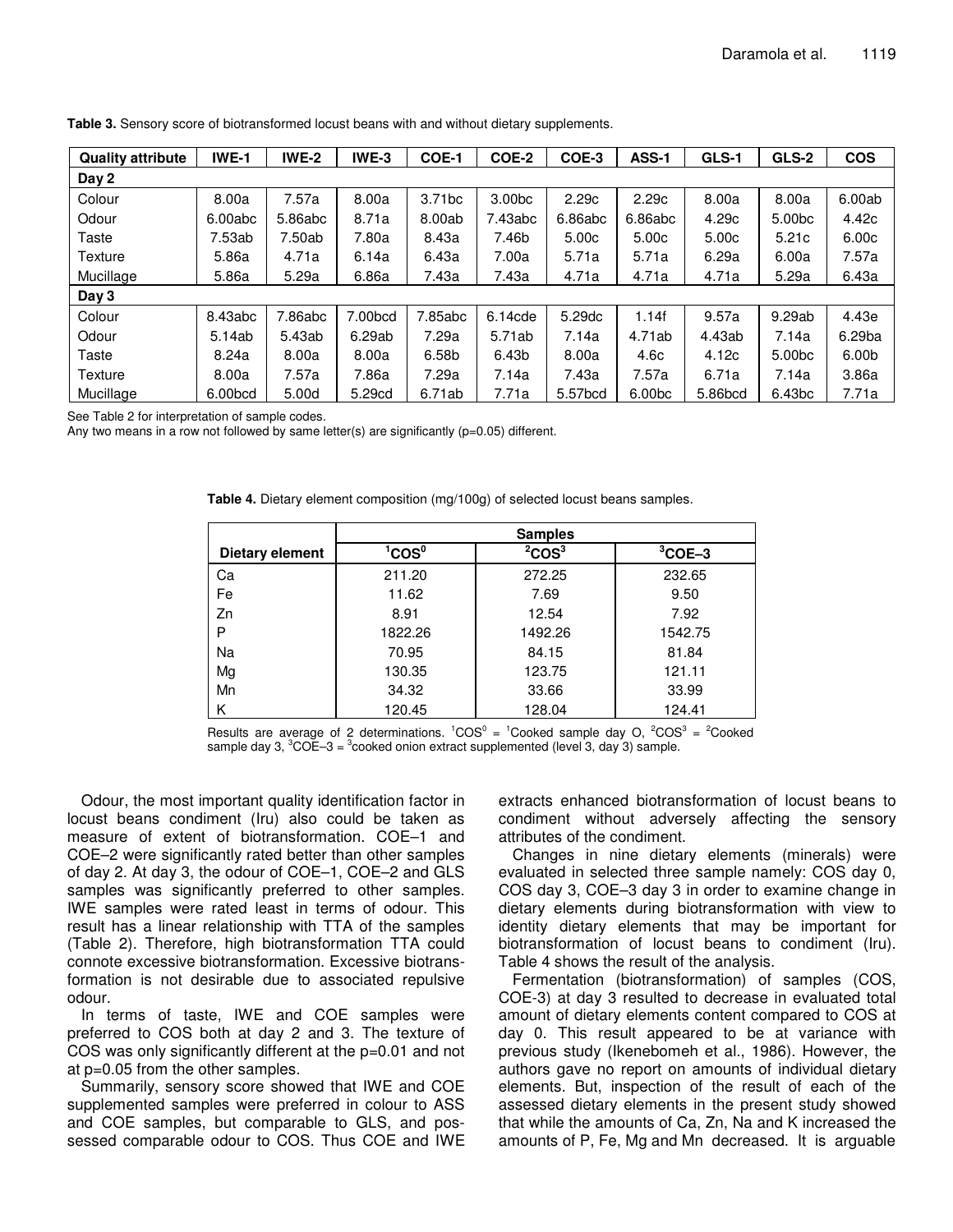**Table 3.** Sensory score of biotransformed locust beans with and without dietary supplements.

| Quality attribute | IWE-1 | IWE-2 | IWE-3 | COE-1 | COE-2 | COE-3 | ASS-1 | GLS-1 | GLS-2 | COS |
|---|---|---|---|---|---|---|---|---|---|---|
| **Day 2** | | | | | | | | | | |
| Colour | 8.00a | 7.57a | 8.00a | 3.71bc | 3.00bc | 2.29c | 2.29c | 8.00a | 8.00a | 6.00ab |
| Odour | 6.00abc | 5.86abc | 8.71a | 8.00ab | 7.43abc | 6.86abc | 6.86abc | 4.29c | 5.00bc | 4.42c |
| Taste | 7.53ab | 7.50ab | 7.80a | 8.43a | 7.46b | 5.00c | 5.00c | 5.00c | 5.21c | 6.00c |
| Texture | 5.86a | 4.71a | 6.14a | 6.43a | 7.00a | 5.71a | 5.71a | 6.29a | 6.00a | 7.57a |
| Mucillage | 5.86a | 5.29a | 6.86a | 7.43a | 7.43a | 4.71a | 4.71a | 4.71a | 5.29a | 6.43a |
| **Day 3** | | | | | | | | | | |
| Colour | 8.43abc | 7.86abc | 7.00bcd | 7.85abc | 6.14cde | 5.29dc | 1.14f | 9.57a | 9.29ab | 4.43e |
| Odour | 5.14ab | 5.43ab | 6.29ab | 7.29a | 5.71ab | 7.14a | 4.71ab | 4.43ab | 7.14a | 6.29ba |
| Taste | 8.24a | 8.00a | 8.00a | 6.58b | 6.43b | 8.00a | 4.6c | 4.12c | 5.00bc | 6.00b |
| Texture | 8.00a | 7.57a | 7.86a | 7.29a | 7.14a | 7.43a | 7.57a | 6.71a | 7.14a | 3.86a |
| Mucillage | 6.00bcd | 5.00d | 5.29cd | 6.71ab | 7.71a | 5.57bcd | 6.00bc | 5.86bcd | 6.43bc | 7.71a |

See Table 2 for interpretation of sample codes.
Any two means in a row not followed by same letter(s) are significantly (p=0.05) different.

**Table 4.** Dietary element composition (mg/100g) of selected locust beans samples.

| | Samples | | |
|---|---|---|---|
| **Dietary element** | $^{1}COS^{0}$ | $^{2}COS^{3}$ | $^{3}COE–3$ |
| Ca | 211.20 | 272.25 | 232.65 |
| Fe | 11.62 | 7.69 | 9.50 |
| Zn | 8.91 | 12.54 | 7.92 |
| P | 1822.26 | 1492.26 | 1542.75 |
| Na | 70.95 | 84.15 | 81.84 |
| Mg | 130.35 | 123.75 | 121.11 |
| Mn | 34.32 | 33.66 | 33.99 |
| K | 120.45 | 128.04 | 124.41 |

Results are average of 2 determinations. $^{1}COS^{0}$ = [1]Cooked sample day O, $^{2}COS^{3}$ = [2]Cooked sample day 3, $^{3}COE–3$ = [3]cooked onion extract supplemented (level 3, day 3) sample.

Odour, the most important quality identification factor in locust beans condiment (Iru) also could be taken as measure of extent of biotransformation. COE–1 and COE–2 were significantly rated better than other samples of day 2. At day 3, the odour of COE–1, COE–2 and GLS samples was significantly preferred to other samples. IWE samples were rated least in terms of odour. This result has a linear relationship with TTA of the samples (Table 2). Therefore, high biotransformation TTA could connote excessive biotransformation. Excessive biotransformation is not desirable due to associated repulsive odour.

In terms of taste, IWE and COE samples were preferred to COS both at day 2 and 3. The texture of COS was only significantly different at the p=0.01 and not at p=0.05 from the other samples.

Summarily, sensory score showed that IWE and COE supplemented samples were preferred in colour to ASS and COE samples, but comparable to GLS, and possessed comparable odour to COS. Thus COE and IWE extracts enhanced biotransformation of locust beans to condiment without adversely affecting the sensory attributes of the condiment.

Changes in nine dietary elements (minerals) were evaluated in selected three sample namely: COS day 0, COS day 3, COE–3 day 3 in order to examine change in dietary elements during biotransformation with view to identity dietary elements that may be important for biotransformation of locust beans to condiment (Iru). Table 4 shows the result of the analysis.

Fermentation (biotransformation) of samples (COS, COE-3) at day 3 resulted to decrease in evaluated total amount of dietary elements content compared to COS at day 0. This result appeared to be at variance with previous study (Ikenebomeh et al., 1986). However, the authors gave no report on amounts of individual dietary elements. But, inspection of the result of each of the assessed dietary elements in the present study showed that while the amounts of Ca, Zn, Na and K increased the amounts of P, Fe, Mg and Mn decreased. It is arguable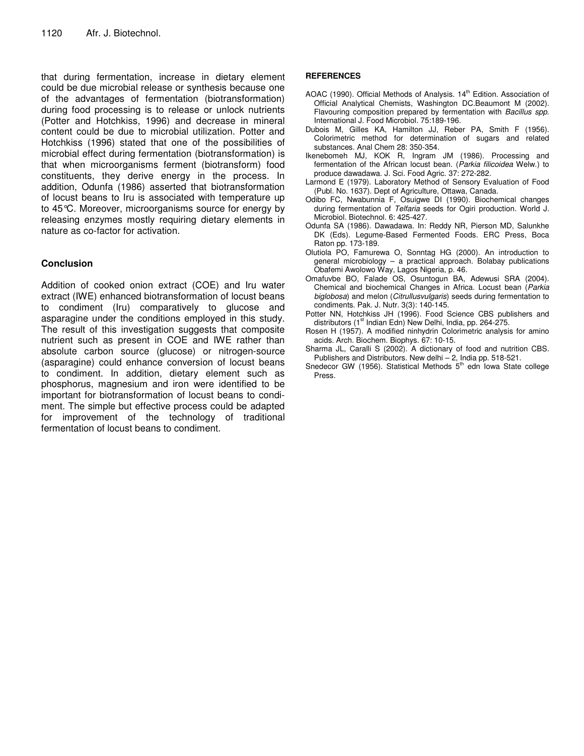that during fermentation, increase in dietary element could be due microbial release or synthesis because one of the advantages of fermentation (biotransformation) during food processing is to release or unlock nutrients (Potter and Hotchkiss, 1996) and decrease in mineral content could be due to microbial utilization. Potter and Hotchkiss (1996) stated that one of the possibilities of microbial effect during fermentation (biotransformation) is that when microorganisms ferment (biotransform) food constituents, they derive energy in the process. In addition, Odunfa (1986) asserted that biotransformation of locust beans to Iru is associated with temperature up to 45°C. Moreover, microorganisms source for energy by releasing enzymes mostly requiring dietary elements in nature as co-factor for activation.

## Conclusion

Addition of cooked onion extract (COE) and Iru water extract (IWE) enhanced biotransformation of locust beans to condiment (Iru) comparatively to glucose and asparagine under the conditions employed in this study. The result of this investigation suggests that composite nutrient such as present in COE and IWE rather than absolute carbon source (glucose) or nitrogen-source (asparagine) could enhance conversion of locust beans to condiment. In addition, dietary element such as phosphorus, magnesium and iron were identified to be important for biotransformation of locust beans to condiment. The simple but effective process could be adapted for improvement of the technology of traditional fermentation of locust beans to condiment.

## REFERENCES

AOAC (1990). Official Methods of Analysis. 14th Edition. Association of Official Analytical Chemists, Washington DC.Beaumont M (2002). Flavouring composition prepared by fermentation with *Bacillus spp.* International J. Food Microbiol. 75:189-196.

Dubois M, Gilles KA, Hamilton JJ, Reber PA, Smith F (1956). Colorimetric method for determination of sugars and related substances. Anal Chem 28: 350-354.

Ikenebomeh MJ, KOK R, Ingram JM (1986). Processing and fermentation of the African locust bean. (*Parkia filicoidea* Welw.) to produce dawadawa. J. Sci. Food Agric. 37: 272-282.

Larmond E (1979). Laboratory Method of Sensory Evaluation of Food (Publ. No. 1637). Dept of Agriculture, Ottawa, Canada.

Odibo FC, Nwabunnia F, Osuigwe DI (1990). Biochemical changes during fermentation of *Telfaria* seeds for Ogiri production. World J. Microbiol. Biotechnol. 6: 425-427.

Odunfa SA (1986). Dawadawa. In: Reddy NR, Pierson MD, Salunkhe DK (Eds). Legume-Based Fermented Foods. ERC Press, Boca Raton pp. 173-189.

Olutiola PO, Famurewa O, Sonntag HG (2000). An introduction to general microbiology – a practical approach. Bolabay publications Obafemi Awolowo Way, Lagos Nigeria, p. 46.

Omafuvbe BO, Falade OS, Osuntogun BA, Adewusi SRA (2004). Chemical and biochemical Changes in Africa. Locust bean (*Parkia biglobosa*) and melon (*Citrullusvulgaris*) seeds during fermentation to condiments. Pak. J. Nutr. 3(3): 140-145.

Potter NN, Hotchkiss JH (1996). Food Science CBS publishers and distributors (1st Indian Edn) New Delhi, India, pp. 264-275.

Rosen H (1957). A modified ninhydrin Colorimetric analysis for amino acids. Arch. Biochem. Biophys. 67: 10-15.

Sharma JL, Caralli S (2002). A dictionary of food and nutrition CBS. Publishers and Distributors. New delhi – 2, India pp. 518-521.

Snedecor GW (1956). Statistical Methods 5th edn Iowa State college Press.